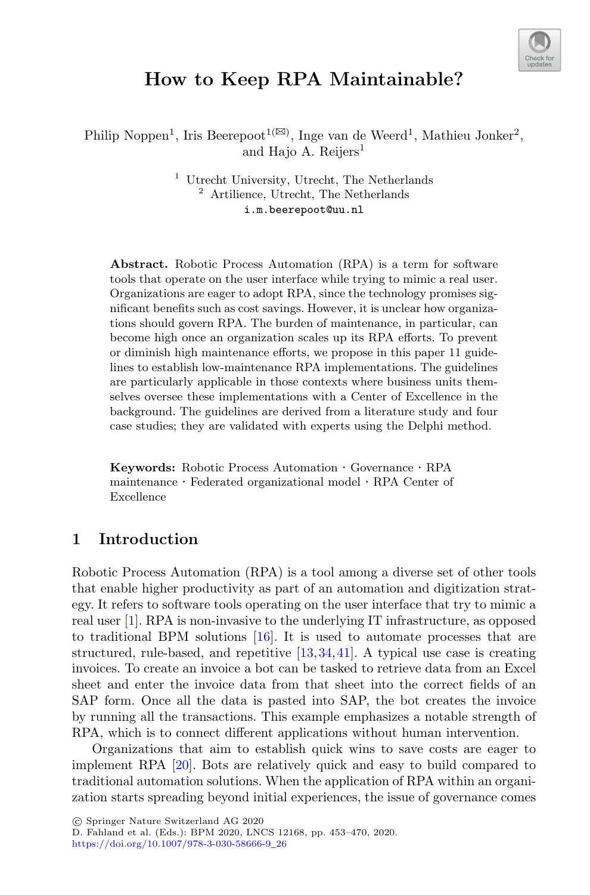# How to Keep RPA Maintainable?

Philip Noppen[1], Iris Beerepoot[1(✉)], Inge van de Weerd[1], Mathieu Jonker[2], and Hajo A. Reijers[1]

[1] Utrecht University, Utrecht, The Netherlands
[2] Artilience, Utrecht, The Netherlands
i.m.beerepoot@uu.nl

**Abstract.** Robotic Process Automation (RPA) is a term for software tools that operate on the user interface while trying to mimic a real user. Organizations are eager to adopt RPA, since the technology promises significant benefits such as cost savings. However, it is unclear how organizations should govern RPA. The burden of maintenance, in particular, can become high once an organization scales up its RPA efforts. To prevent or diminish high maintenance efforts, we propose in this paper 11 guidelines to establish low-maintenance RPA implementations. The guidelines are particularly applicable in those contexts where business units themselves oversee these implementations with a Center of Excellence in the background. The guidelines are derived from a literature study and four case studies; they are validated with experts using the Delphi method.

**Keywords:** Robotic Process Automation · Governance · RPA maintenance · Federated organizational model · RPA Center of Excellence

## 1 Introduction

Robotic Process Automation (RPA) is a tool among a diverse set of other tools that enable higher productivity as part of an automation and digitization strategy. It refers to software tools operating on the user interface that try to mimic a real user [1]. RPA is non-invasive to the underlying IT infrastructure, as opposed to traditional BPM solutions [16]. It is used to automate processes that are structured, rule-based, and repetitive [13,34,41]. A typical use case is creating invoices. To create an invoice a bot can be tasked to retrieve data from an Excel sheet and enter the invoice data from that sheet into the correct fields of an SAP form. Once all the data is pasted into SAP, the bot creates the invoice by running all the transactions. This example emphasizes a notable strength of RPA, which is to connect different applications without human intervention.

Organizations that aim to establish quick wins to save costs are eager to implement RPA [20]. Bots are relatively quick and easy to build compared to traditional automation solutions. When the application of RPA within an organization starts spreading beyond initial experiences, the issue of governance comes

© Springer Nature Switzerland AG 2020
D. Fahland et al. (Eds.): BPM 2020, LNCS 12168, pp. 453–470, 2020.
https://doi.org/10.1007/978-3-030-58666-9_26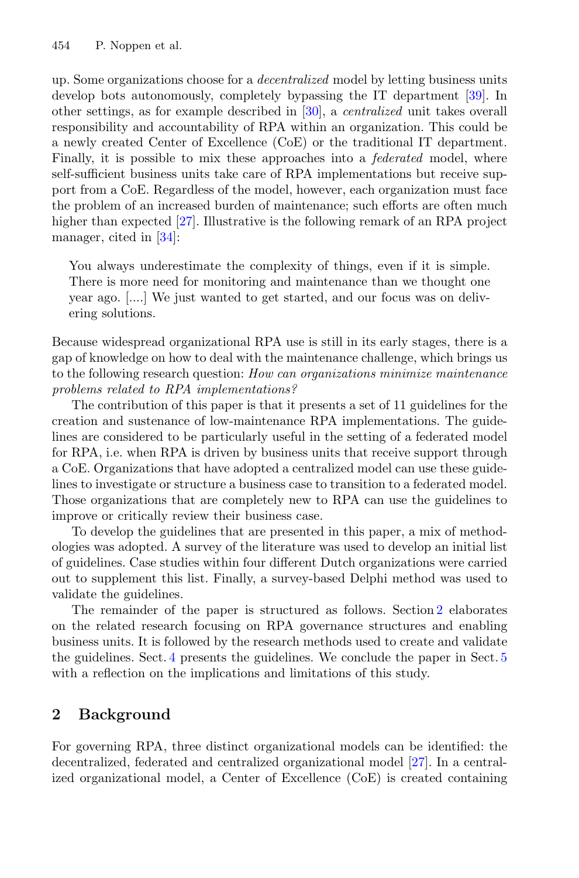up. Some organizations choose for a *decentralized* model by letting business units develop bots autonomously, completely bypassing the IT department [39]. In other settings, as for example described in [30], a *centralized* unit takes overall responsibility and accountability of RPA within an organization. This could be a newly created Center of Excellence (CoE) or the traditional IT department. Finally, it is possible to mix these approaches into a *federated* model, where self-sufficient business units take care of RPA implementations but receive support from a CoE. Regardless of the model, however, each organization must face the problem of an increased burden of maintenance; such efforts are often much higher than expected [27]. Illustrative is the following remark of an RPA project manager, cited in [34]:

> You always underestimate the complexity of things, even if it is simple. There is more need for monitoring and maintenance than we thought one year ago. [....] We just wanted to get started, and our focus was on delivering solutions.

Because widespread organizational RPA use is still in its early stages, there is a gap of knowledge on how to deal with the maintenance challenge, which brings us to the following research question: *How can organizations minimize maintenance problems related to RPA implementations?*

The contribution of this paper is that it presents a set of 11 guidelines for the creation and sustenance of low-maintenance RPA implementations. The guidelines are considered to be particularly useful in the setting of a federated model for RPA, i.e. when RPA is driven by business units that receive support through a CoE. Organizations that have adopted a centralized model can use these guidelines to investigate or structure a business case to transition to a federated model. Those organizations that are completely new to RPA can use the guidelines to improve or critically review their business case.

To develop the guidelines that are presented in this paper, a mix of methodologies was adopted. A survey of the literature was used to develop an initial list of guidelines. Case studies within four different Dutch organizations were carried out to supplement this list. Finally, a survey-based Delphi method was used to validate the guidelines.

The remainder of the paper is structured as follows. Section 2 elaborates on the related research focusing on RPA governance structures and enabling business units. It is followed by the research methods used to create and validate the guidelines. Sect. 4 presents the guidelines. We conclude the paper in Sect. 5 with a reflection on the implications and limitations of this study.

## 2 Background

For governing RPA, three distinct organizational models can be identified: the decentralized, federated and centralized organizational model [27]. In a centralized organizational model, a Center of Excellence (CoE) is created containing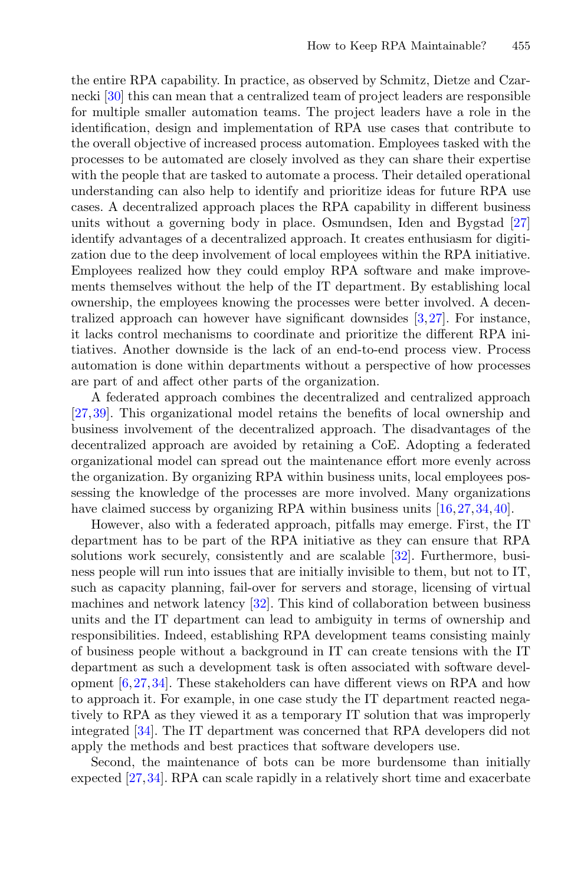the entire RPA capability. In practice, as observed by Schmitz, Dietze and Czarnecki [30] this can mean that a centralized team of project leaders are responsible for multiple smaller automation teams. The project leaders have a role in the identification, design and implementation of RPA use cases that contribute to the overall objective of increased process automation. Employees tasked with the processes to be automated are closely involved as they can share their expertise with the people that are tasked to automate a process. Their detailed operational understanding can also help to identify and prioritize ideas for future RPA use cases. A decentralized approach places the RPA capability in different business units without a governing body in place. Osmundsen, Iden and Bygstad [27] identify advantages of a decentralized approach. It creates enthusiasm for digitization due to the deep involvement of local employees within the RPA initiative. Employees realized how they could employ RPA software and make improvements themselves without the help of the IT department. By establishing local ownership, the employees knowing the processes were better involved. A decentralized approach can however have significant downsides [3,27]. For instance, it lacks control mechanisms to coordinate and prioritize the different RPA initiatives. Another downside is the lack of an end-to-end process view. Process automation is done within departments without a perspective of how processes are part of and affect other parts of the organization.

A federated approach combines the decentralized and centralized approach [27,39]. This organizational model retains the benefits of local ownership and business involvement of the decentralized approach. The disadvantages of the decentralized approach are avoided by retaining a CoE. Adopting a federated organizational model can spread out the maintenance effort more evenly across the organization. By organizing RPA within business units, local employees possessing the knowledge of the processes are more involved. Many organizations have claimed success by organizing RPA within business units [16,27,34,40].

However, also with a federated approach, pitfalls may emerge. First, the IT department has to be part of the RPA initiative as they can ensure that RPA solutions work securely, consistently and are scalable [32]. Furthermore, business people will run into issues that are initially invisible to them, but not to IT, such as capacity planning, fail-over for servers and storage, licensing of virtual machines and network latency [32]. This kind of collaboration between business units and the IT department can lead to ambiguity in terms of ownership and responsibilities. Indeed, establishing RPA development teams consisting mainly of business people without a background in IT can create tensions with the IT department as such a development task is often associated with software development [6,27,34]. These stakeholders can have different views on RPA and how to approach it. For example, in one case study the IT department reacted negatively to RPA as they viewed it as a temporary IT solution that was improperly integrated [34]. The IT department was concerned that RPA developers did not apply the methods and best practices that software developers use.

Second, the maintenance of bots can be more burdensome than initially expected [27,34]. RPA can scale rapidly in a relatively short time and exacerbate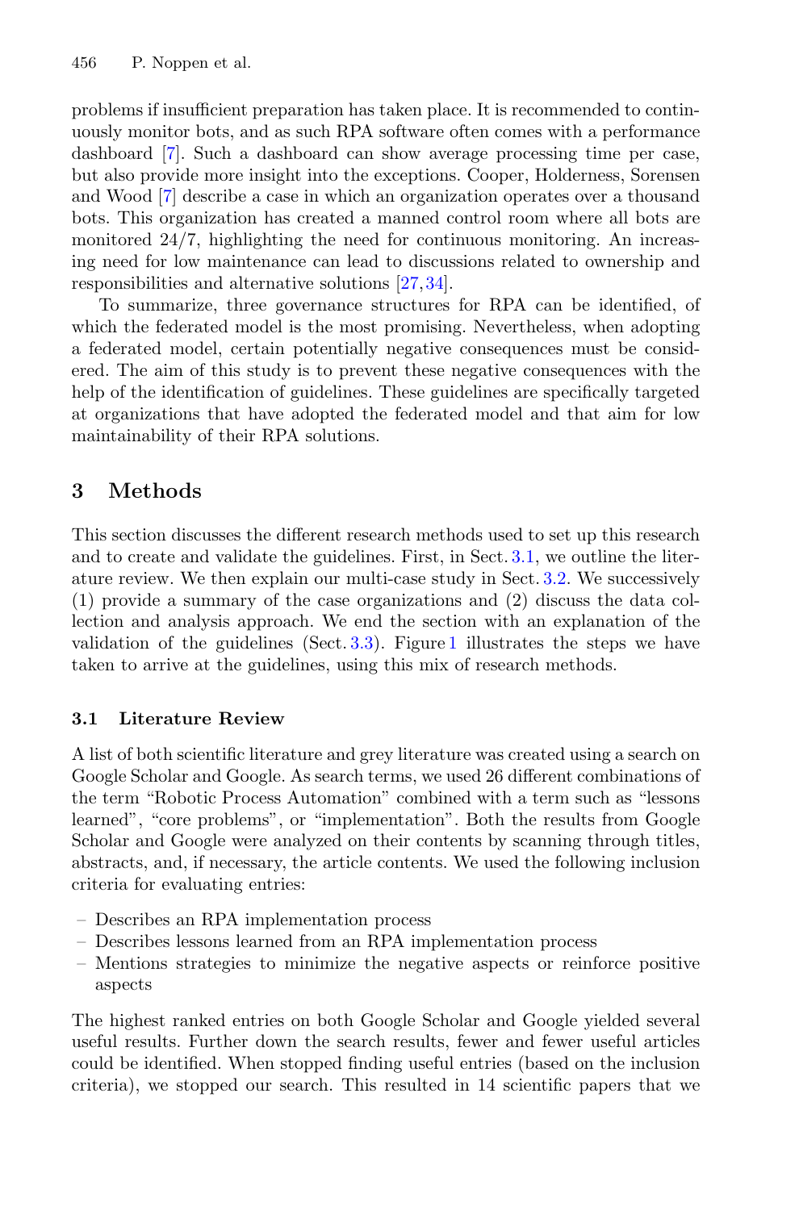problems if insufficient preparation has taken place. It is recommended to continuously monitor bots, and as such RPA software often comes with a performance dashboard [7]. Such a dashboard can show average processing time per case, but also provide more insight into the exceptions. Cooper, Holderness, Sorensen and Wood [7] describe a case in which an organization operates over a thousand bots. This organization has created a manned control room where all bots are monitored 24/7, highlighting the need for continuous monitoring. An increasing need for low maintenance can lead to discussions related to ownership and responsibilities and alternative solutions [27,34].

To summarize, three governance structures for RPA can be identified, of which the federated model is the most promising. Nevertheless, when adopting a federated model, certain potentially negative consequences must be considered. The aim of this study is to prevent these negative consequences with the help of the identification of guidelines. These guidelines are specifically targeted at organizations that have adopted the federated model and that aim for low maintainability of their RPA solutions.

## 3 Methods

This section discusses the different research methods used to set up this research and to create and validate the guidelines. First, in Sect. 3.1, we outline the literature review. We then explain our multi-case study in Sect. 3.2. We successively (1) provide a summary of the case organizations and (2) discuss the data collection and analysis approach. We end the section with an explanation of the validation of the guidelines (Sect. 3.3). Figure 1 illustrates the steps we have taken to arrive at the guidelines, using this mix of research methods.

### 3.1 Literature Review

A list of both scientific literature and grey literature was created using a search on Google Scholar and Google. As search terms, we used 26 different combinations of the term "Robotic Process Automation" combined with a term such as "lessons learned", "core problems", or "implementation". Both the results from Google Scholar and Google were analyzed on their contents by scanning through titles, abstracts, and, if necessary, the article contents. We used the following inclusion criteria for evaluating entries:

- Describes an RPA implementation process
- Describes lessons learned from an RPA implementation process
- Mentions strategies to minimize the negative aspects or reinforce positive aspects

The highest ranked entries on both Google Scholar and Google yielded several useful results. Further down the search results, fewer and fewer useful articles could be identified. When stopped finding useful entries (based on the inclusion criteria), we stopped our search. This resulted in 14 scientific papers that we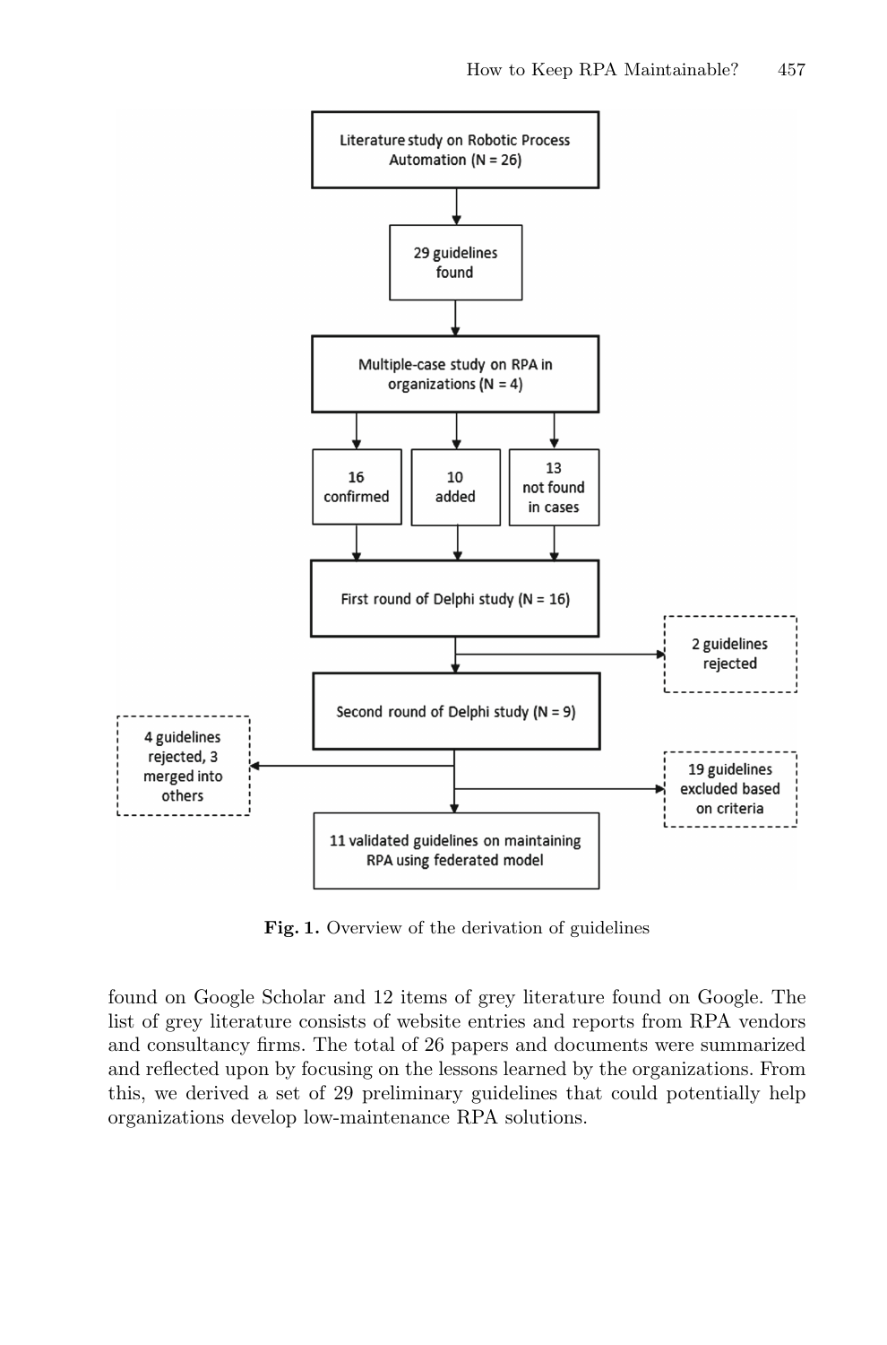Literature study on Robotic Process Automation (N = 26)

29 guidelines found

Multiple-case study on RPA in organizations (N = 4)

16 confirmed

10 added

13 not found in cases

First round of Delphi study (N = 16)

2 guidelines rejected

Second round of Delphi study (N = 9)

4 guidelines rejected, 3 merged into others

19 guidelines excluded based on criteria

11 validated guidelines on maintaining RPA using federated model

**Fig. 1.** Overview of the derivation of guidelines

found on Google Scholar and 12 items of grey literature found on Google. The list of grey literature consists of website entries and reports from RPA vendors and consultancy firms. The total of 26 papers and documents were summarized and reflected upon by focusing on the lessons learned by the organizations. From this, we derived a set of 29 preliminary guidelines that could potentially help organizations develop low-maintenance RPA solutions.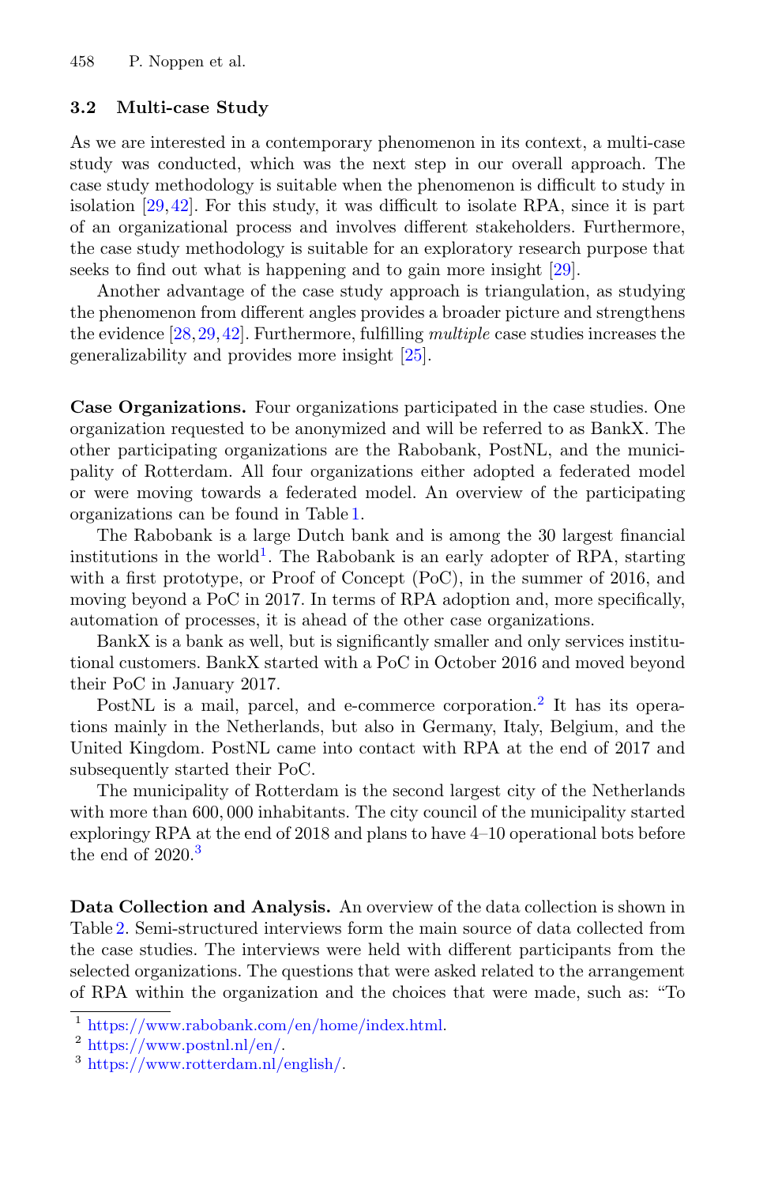### 3.2 Multi-case Study

As we are interested in a contemporary phenomenon in its context, a multi-case study was conducted, which was the next step in our overall approach. The case study methodology is suitable when the phenomenon is difficult to study in isolation [29,42]. For this study, it was difficult to isolate RPA, since it is part of an organizational process and involves different stakeholders. Furthermore, the case study methodology is suitable for an exploratory research purpose that seeks to find out what is happening and to gain more insight [29].

Another advantage of the case study approach is triangulation, as studying the phenomenon from different angles provides a broader picture and strengthens the evidence [28,29,42]. Furthermore, fulfilling *multiple* case studies increases the generalizability and provides more insight [25].

**Case Organizations.** Four organizations participated in the case studies. One organization requested to be anonymized and will be referred to as BankX. The other participating organizations are the Rabobank, PostNL, and the municipality of Rotterdam. All four organizations either adopted a federated model or were moving towards a federated model. An overview of the participating organizations can be found in Table 1.

The Rabobank is a large Dutch bank and is among the 30 largest financial institutions in the world[1]. The Rabobank is an early adopter of RPA, starting with a first prototype, or Proof of Concept (PoC), in the summer of 2016, and moving beyond a PoC in 2017. In terms of RPA adoption and, more specifically, automation of processes, it is ahead of the other case organizations.

BankX is a bank as well, but is significantly smaller and only services institutional customers. BankX started with a PoC in October 2016 and moved beyond their PoC in January 2017.

PostNL is a mail, parcel, and e-commerce corporation.[2] It has its operations mainly in the Netherlands, but also in Germany, Italy, Belgium, and the United Kingdom. PostNL came into contact with RPA at the end of 2017 and subsequently started their PoC.

The municipality of Rotterdam is the second largest city of the Netherlands with more than 600,000 inhabitants. The city council of the municipality started exploringy RPA at the end of 2018 and plans to have 4–10 operational bots before the end of 2020.[3]

**Data Collection and Analysis.** An overview of the data collection is shown in Table 2. Semi-structured interviews form the main source of data collected from the case studies. The interviews were held with different participants from the selected organizations. The questions that were asked related to the arrangement of RPA within the organization and the choices that were made, such as: "To

[1] https://www.rabobank.com/en/home/index.html.
[2] https://www.postnl.nl/en/.
[3] https://www.rotterdam.nl/english/.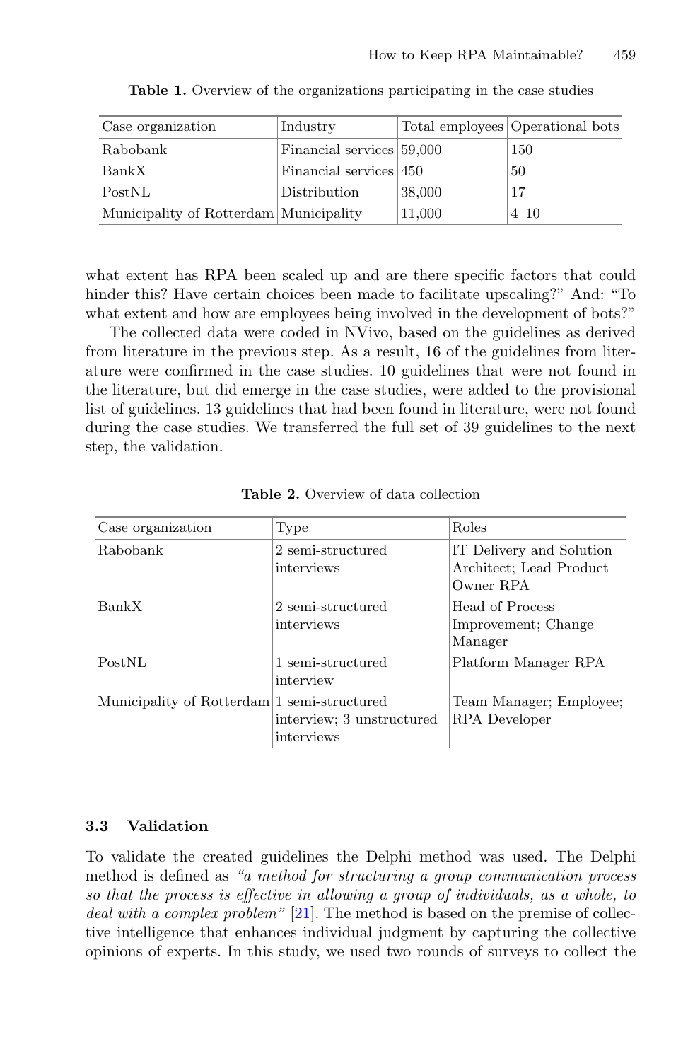**Table 1.** Overview of the organizations participating in the case studies

| Case organization | Industry | Total employees | Operational bots |
|---|---|---|---|
| Rabobank | Financial services | 59,000 | 150 |
| BankX | Financial services | 450 | 50 |
| PostNL | Distribution | 38,000 | 17 |
| Municipality of Rotterdam | Municipality | 11,000 | 4–10 |

what extent has RPA been scaled up and are there specific factors that could hinder this? Have certain choices been made to facilitate upscaling?" And: "To what extent and how are employees being involved in the development of bots?"

The collected data were coded in NVivo, based on the guidelines as derived from literature in the previous step. As a result, 16 of the guidelines from literature were confirmed in the case studies. 10 guidelines that were not found in the literature, but did emerge in the case studies, were added to the provisional list of guidelines. 13 guidelines that had been found in literature, were not found during the case studies. We transferred the full set of 39 guidelines to the next step, the validation.

**Table 2.** Overview of data collection

| Case organization | Type | Roles |
|---|---|---|
| Rabobank | 2 semi-structured interviews | IT Delivery and Solution Architect; Lead Product Owner RPA |
| BankX | 2 semi-structured interviews | Head of Process Improvement; Change Manager |
| PostNL | 1 semi-structured interview | Platform Manager RPA |
| Municipality of Rotterdam | 1 semi-structured interview; 3 unstructured interviews | Team Manager; Employee; RPA Developer |

### 3.3 Validation

To validate the created guidelines the Delphi method was used. The Delphi method is defined as *"a method for structuring a group communication process so that the process is effective in allowing a group of individuals, as a whole, to deal with a complex problem"* [21]. The method is based on the premise of collective intelligence that enhances individual judgment by capturing the collective opinions of experts. In this study, we used two rounds of surveys to collect the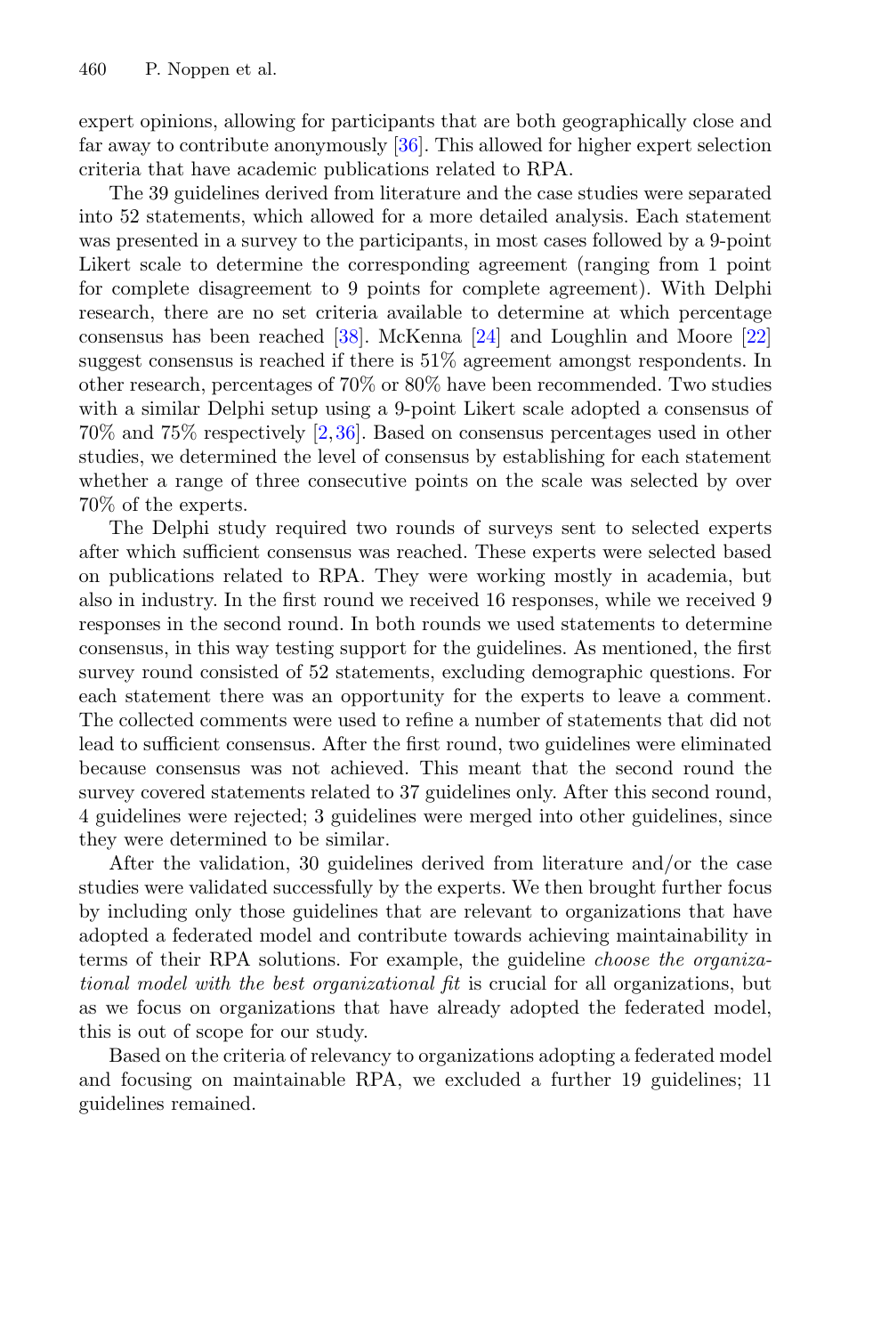expert opinions, allowing for participants that are both geographically close and far away to contribute anonymously [36]. This allowed for higher expert selection criteria that have academic publications related to RPA.

The 39 guidelines derived from literature and the case studies were separated into 52 statements, which allowed for a more detailed analysis. Each statement was presented in a survey to the participants, in most cases followed by a 9-point Likert scale to determine the corresponding agreement (ranging from 1 point for complete disagreement to 9 points for complete agreement). With Delphi research, there are no set criteria available to determine at which percentage consensus has been reached [38]. McKenna [24] and Loughlin and Moore [22] suggest consensus is reached if there is 51% agreement amongst respondents. In other research, percentages of 70% or 80% have been recommended. Two studies with a similar Delphi setup using a 9-point Likert scale adopted a consensus of 70% and 75% respectively [2,36]. Based on consensus percentages used in other studies, we determined the level of consensus by establishing for each statement whether a range of three consecutive points on the scale was selected by over 70% of the experts.

The Delphi study required two rounds of surveys sent to selected experts after which sufficient consensus was reached. These experts were selected based on publications related to RPA. They were working mostly in academia, but also in industry. In the first round we received 16 responses, while we received 9 responses in the second round. In both rounds we used statements to determine consensus, in this way testing support for the guidelines. As mentioned, the first survey round consisted of 52 statements, excluding demographic questions. For each statement there was an opportunity for the experts to leave a comment. The collected comments were used to refine a number of statements that did not lead to sufficient consensus. After the first round, two guidelines were eliminated because consensus was not achieved. This meant that the second round the survey covered statements related to 37 guidelines only. After this second round, 4 guidelines were rejected; 3 guidelines were merged into other guidelines, since they were determined to be similar.

After the validation, 30 guidelines derived from literature and/or the case studies were validated successfully by the experts. We then brought further focus by including only those guidelines that are relevant to organizations that have adopted a federated model and contribute towards achieving maintainability in terms of their RPA solutions. For example, the guideline *choose the organizational model with the best organizational fit* is crucial for all organizations, but as we focus on organizations that have already adopted the federated model, this is out of scope for our study.

Based on the criteria of relevancy to organizations adopting a federated model and focusing on maintainable RPA, we excluded a further 19 guidelines; 11 guidelines remained.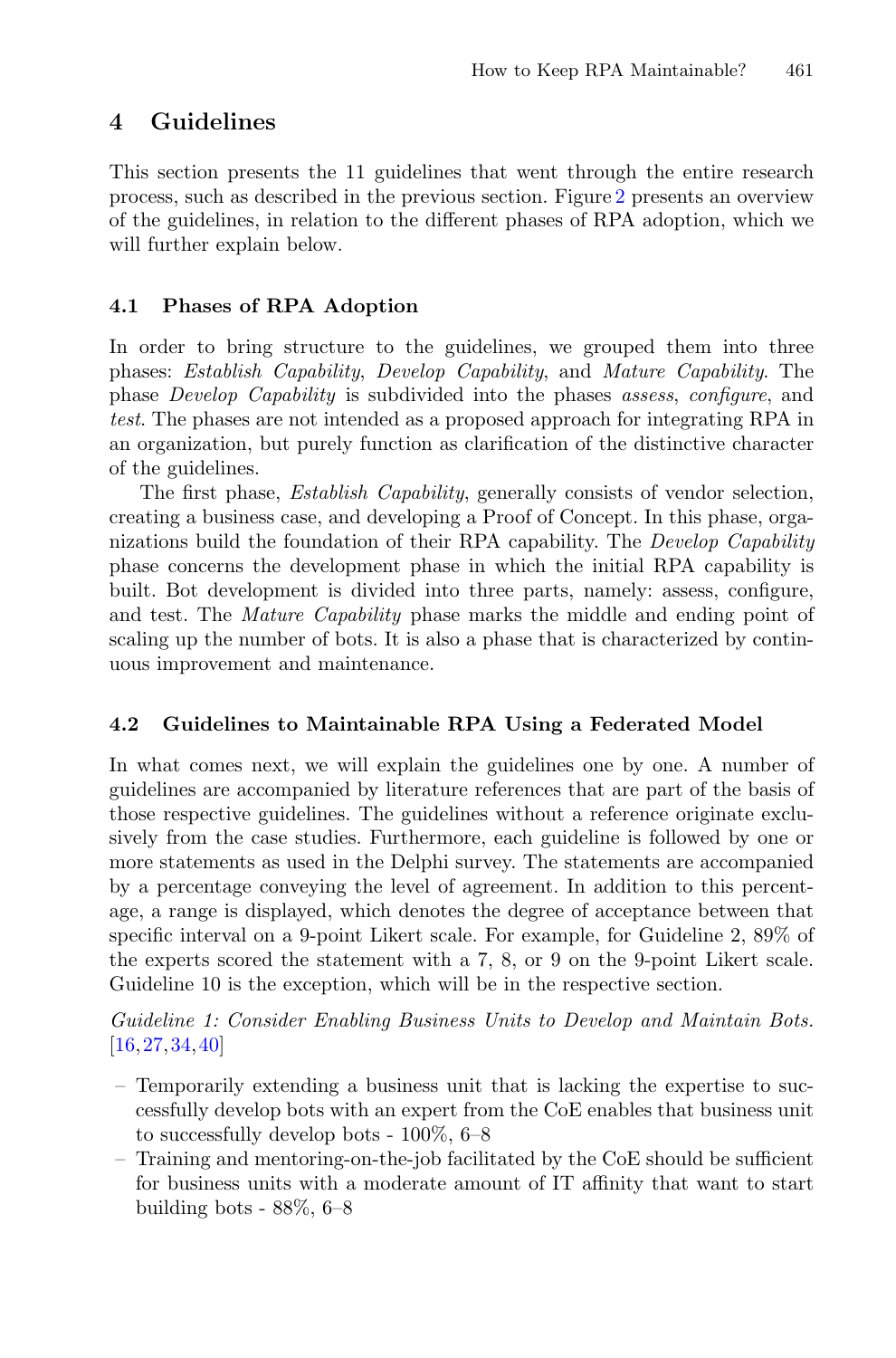## 4 Guidelines

This section presents the 11 guidelines that went through the entire research process, such as described in the previous section. Figure 2 presents an overview of the guidelines, in relation to the different phases of RPA adoption, which we will further explain below.

### 4.1 Phases of RPA Adoption

In order to bring structure to the guidelines, we grouped them into three phases: *Establish Capability*, *Develop Capability*, and *Mature Capability*. The phase *Develop Capability* is subdivided into the phases *assess*, *configure*, and *test*. The phases are not intended as a proposed approach for integrating RPA in an organization, but purely function as clarification of the distinctive character of the guidelines.

The first phase, *Establish Capability*, generally consists of vendor selection, creating a business case, and developing a Proof of Concept. In this phase, organizations build the foundation of their RPA capability. The *Develop Capability* phase concerns the development phase in which the initial RPA capability is built. Bot development is divided into three parts, namely: assess, configure, and test. The *Mature Capability* phase marks the middle and ending point of scaling up the number of bots. It is also a phase that is characterized by continuous improvement and maintenance.

### 4.2 Guidelines to Maintainable RPA Using a Federated Model

In what comes next, we will explain the guidelines one by one. A number of guidelines are accompanied by literature references that are part of the basis of those respective guidelines. The guidelines without a reference originate exclusively from the case studies. Furthermore, each guideline is followed by one or more statements as used in the Delphi survey. The statements are accompanied by a percentage conveying the level of agreement. In addition to this percentage, a range is displayed, which denotes the degree of acceptance between that specific interval on a 9-point Likert scale. For example, for Guideline 2, 89% of the experts scored the statement with a 7, 8, or 9 on the 9-point Likert scale. Guideline 10 is the exception, which will be in the respective section.

*Guideline 1: Consider Enabling Business Units to Develop and Maintain Bots.* [16,27,34,40]

- Temporarily extending a business unit that is lacking the expertise to successfully develop bots with an expert from the CoE enables that business unit to successfully develop bots - 100%, 6–8
- Training and mentoring-on-the-job facilitated by the CoE should be sufficient for business units with a moderate amount of IT affinity that want to start building bots - 88%, 6–8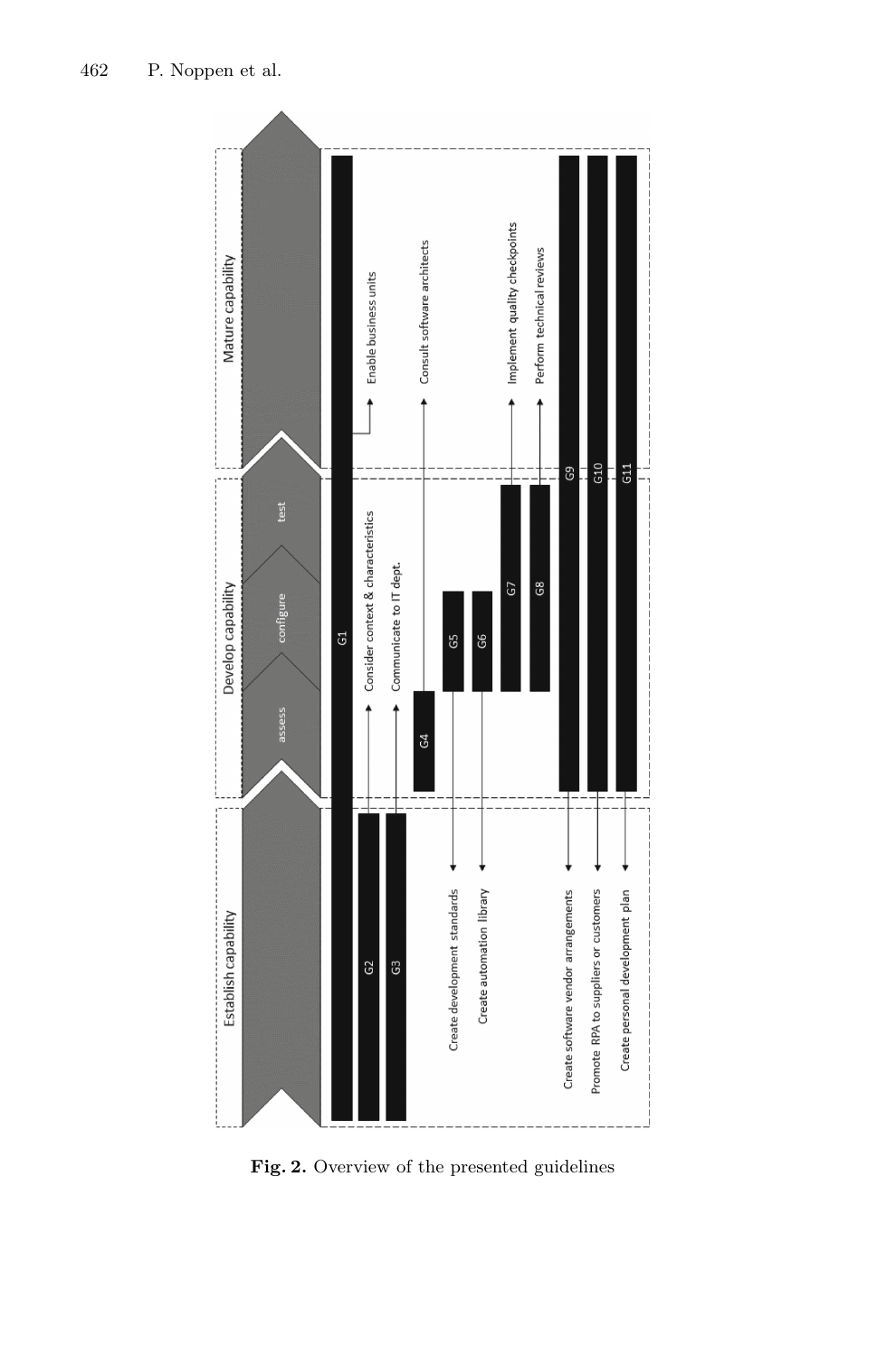**Fig. 2.** Overview of the presented guidelines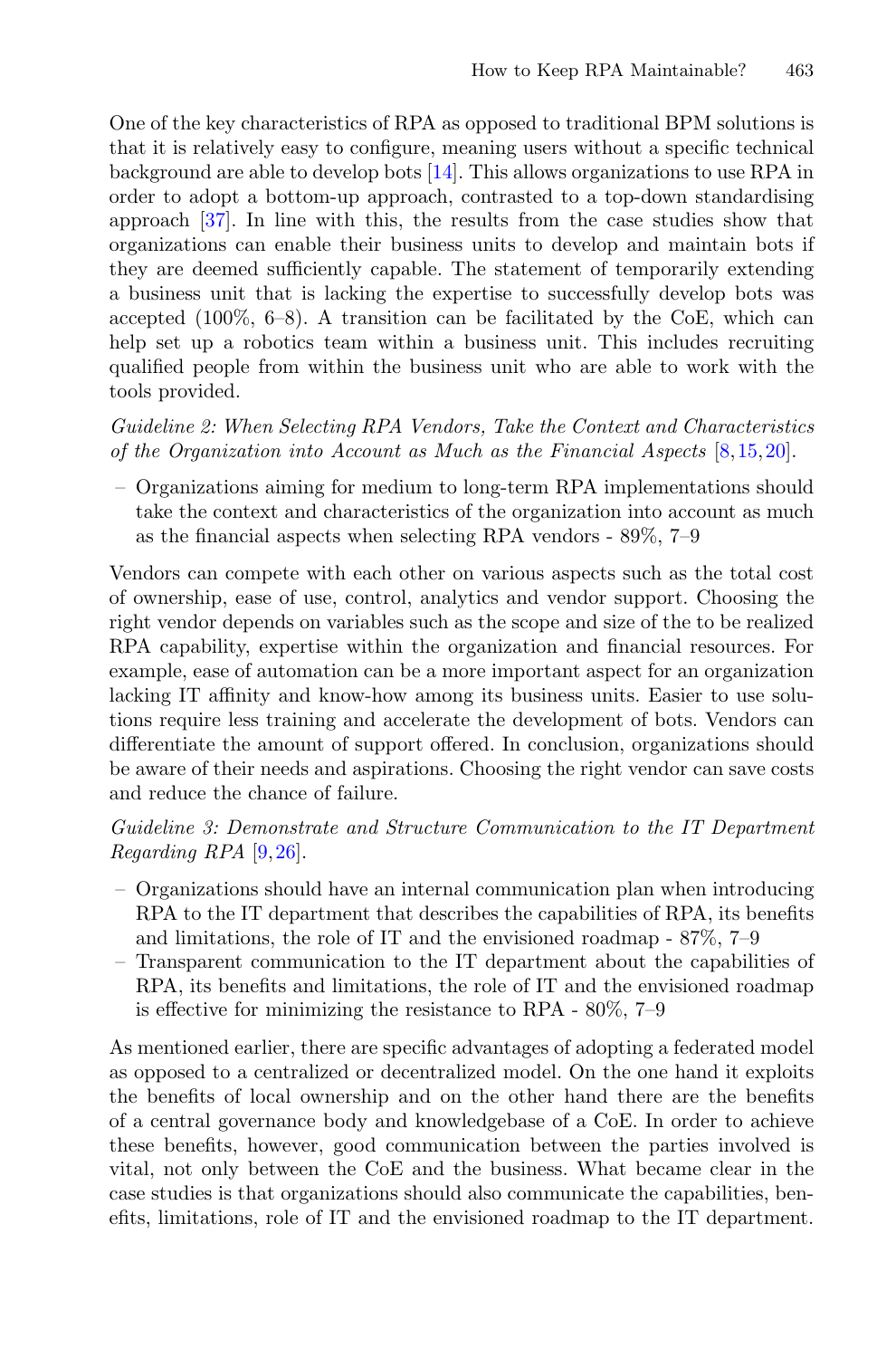One of the key characteristics of RPA as opposed to traditional BPM solutions is that it is relatively easy to configure, meaning users without a specific technical background are able to develop bots [14]. This allows organizations to use RPA in order to adopt a bottom-up approach, contrasted to a top-down standardising approach [37]. In line with this, the results from the case studies show that organizations can enable their business units to develop and maintain bots if they are deemed sufficiently capable. The statement of temporarily extending a business unit that is lacking the expertise to successfully develop bots was accepted (100%, 6–8). A transition can be facilitated by the CoE, which can help set up a robotics team within a business unit. This includes recruiting qualified people from within the business unit who are able to work with the tools provided.

*Guideline 2: When Selecting RPA Vendors, Take the Context and Characteristics of the Organization into Account as Much as the Financial Aspects* [8,15,20].

- Organizations aiming for medium to long-term RPA implementations should take the context and characteristics of the organization into account as much as the financial aspects when selecting RPA vendors - 89%, 7–9

Vendors can compete with each other on various aspects such as the total cost of ownership, ease of use, control, analytics and vendor support. Choosing the right vendor depends on variables such as the scope and size of the to be realized RPA capability, expertise within the organization and financial resources. For example, ease of automation can be a more important aspect for an organization lacking IT affinity and know-how among its business units. Easier to use solutions require less training and accelerate the development of bots. Vendors can differentiate the amount of support offered. In conclusion, organizations should be aware of their needs and aspirations. Choosing the right vendor can save costs and reduce the chance of failure.

*Guideline 3: Demonstrate and Structure Communication to the IT Department Regarding RPA* [9,26].

- Organizations should have an internal communication plan when introducing RPA to the IT department that describes the capabilities of RPA, its benefits and limitations, the role of IT and the envisioned roadmap - 87%, 7–9
- Transparent communication to the IT department about the capabilities of RPA, its benefits and limitations, the role of IT and the envisioned roadmap is effective for minimizing the resistance to RPA - 80%, 7–9

As mentioned earlier, there are specific advantages of adopting a federated model as opposed to a centralized or decentralized model. On the one hand it exploits the benefits of local ownership and on the other hand there are the benefits of a central governance body and knowledgebase of a CoE. In order to achieve these benefits, however, good communication between the parties involved is vital, not only between the CoE and the business. What became clear in the case studies is that organizations should also communicate the capabilities, benefits, limitations, role of IT and the envisioned roadmap to the IT department.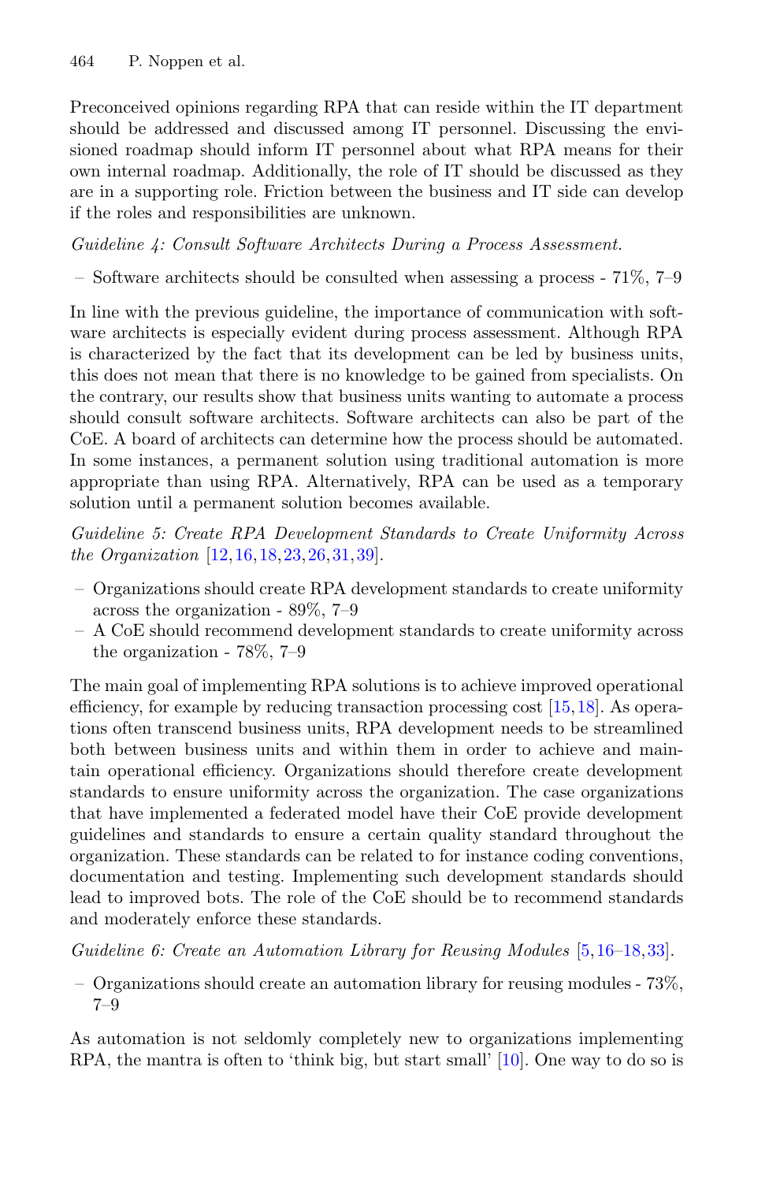Preconceived opinions regarding RPA that can reside within the IT department should be addressed and discussed among IT personnel. Discussing the envisioned roadmap should inform IT personnel about what RPA means for their own internal roadmap. Additionally, the role of IT should be discussed as they are in a supporting role. Friction between the business and IT side can develop if the roles and responsibilities are unknown.

*Guideline 4: Consult Software Architects During a Process Assessment.*

- Software architects should be consulted when assessing a process - 71%, 7–9

In line with the previous guideline, the importance of communication with software architects is especially evident during process assessment. Although RPA is characterized by the fact that its development can be led by business units, this does not mean that there is no knowledge to be gained from specialists. On the contrary, our results show that business units wanting to automate a process should consult software architects. Software architects can also be part of the CoE. A board of architects can determine how the process should be automated. In some instances, a permanent solution using traditional automation is more appropriate than using RPA. Alternatively, RPA can be used as a temporary solution until a permanent solution becomes available.

*Guideline 5: Create RPA Development Standards to Create Uniformity Across the Organization* [12,16,18,23,26,31,39].

- Organizations should create RPA development standards to create uniformity across the organization - 89%, 7–9
- A CoE should recommend development standards to create uniformity across the organization - 78%, 7–9

The main goal of implementing RPA solutions is to achieve improved operational efficiency, for example by reducing transaction processing cost [15,18]. As operations often transcend business units, RPA development needs to be streamlined both between business units and within them in order to achieve and maintain operational efficiency. Organizations should therefore create development standards to ensure uniformity across the organization. The case organizations that have implemented a federated model have their CoE provide development guidelines and standards to ensure a certain quality standard throughout the organization. These standards can be related to for instance coding conventions, documentation and testing. Implementing such development standards should lead to improved bots. The role of the CoE should be to recommend standards and moderately enforce these standards.

*Guideline 6: Create an Automation Library for Reusing Modules* [5,16–18,33].

- Organizations should create an automation library for reusing modules - 73%, 7–9

As automation is not seldomly completely new to organizations implementing RPA, the mantra is often to 'think big, but start small' [10]. One way to do so is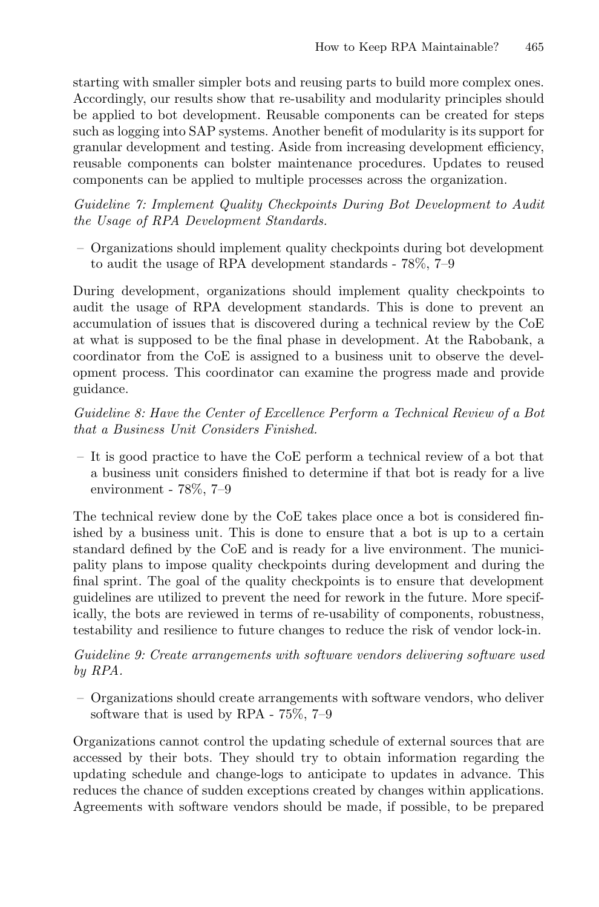starting with smaller simpler bots and reusing parts to build more complex ones. Accordingly, our results show that re-usability and modularity principles should be applied to bot development. Reusable components can be created for steps such as logging into SAP systems. Another benefit of modularity is its support for granular development and testing. Aside from increasing development efficiency, reusable components can bolster maintenance procedures. Updates to reused components can be applied to multiple processes across the organization.

*Guideline 7: Implement Quality Checkpoints During Bot Development to Audit the Usage of RPA Development Standards.*

– Organizations should implement quality checkpoints during bot development to audit the usage of RPA development standards - 78%, 7–9

During development, organizations should implement quality checkpoints to audit the usage of RPA development standards. This is done to prevent an accumulation of issues that is discovered during a technical review by the CoE at what is supposed to be the final phase in development. At the Rabobank, a coordinator from the CoE is assigned to a business unit to observe the development process. This coordinator can examine the progress made and provide guidance.

*Guideline 8: Have the Center of Excellence Perform a Technical Review of a Bot that a Business Unit Considers Finished.*

– It is good practice to have the CoE perform a technical review of a bot that a business unit considers finished to determine if that bot is ready for a live environment - 78%, 7–9

The technical review done by the CoE takes place once a bot is considered finished by a business unit. This is done to ensure that a bot is up to a certain standard defined by the CoE and is ready for a live environment. The municipality plans to impose quality checkpoints during development and during the final sprint. The goal of the quality checkpoints is to ensure that development guidelines are utilized to prevent the need for rework in the future. More specifically, the bots are reviewed in terms of re-usability of components, robustness, testability and resilience to future changes to reduce the risk of vendor lock-in.

*Guideline 9: Create arrangements with software vendors delivering software used by RPA.*

– Organizations should create arrangements with software vendors, who deliver software that is used by RPA - 75%, 7–9

Organizations cannot control the updating schedule of external sources that are accessed by their bots. They should try to obtain information regarding the updating schedule and change-logs to anticipate to updates in advance. This reduces the chance of sudden exceptions created by changes within applications. Agreements with software vendors should be made, if possible, to be prepared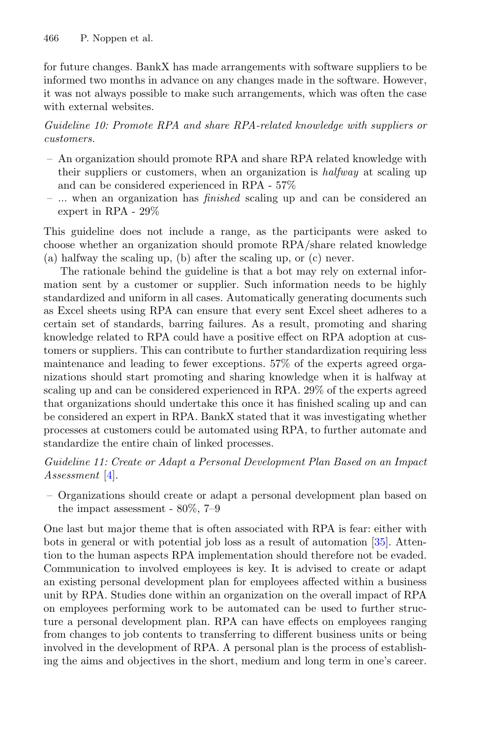for future changes. BankX has made arrangements with software suppliers to be informed two months in advance on any changes made in the software. However, it was not always possible to make such arrangements, which was often the case with external websites.

*Guideline 10: Promote RPA and share RPA-related knowledge with suppliers or customers.*

- An organization should promote RPA and share RPA related knowledge with their suppliers or customers, when an organization is *halfway* at scaling up and can be considered experienced in RPA - 57%
- ... when an organization has *finished* scaling up and can be considered an expert in RPA - 29%

This guideline does not include a range, as the participants were asked to choose whether an organization should promote RPA/share related knowledge (a) halfway the scaling up, (b) after the scaling up, or (c) never.

The rationale behind the guideline is that a bot may rely on external information sent by a customer or supplier. Such information needs to be highly standardized and uniform in all cases. Automatically generating documents such as Excel sheets using RPA can ensure that every sent Excel sheet adheres to a certain set of standards, barring failures. As a result, promoting and sharing knowledge related to RPA could have a positive effect on RPA adoption at customers or suppliers. This can contribute to further standardization requiring less maintenance and leading to fewer exceptions. 57% of the experts agreed organizations should start promoting and sharing knowledge when it is halfway at scaling up and can be considered experienced in RPA. 29% of the experts agreed that organizations should undertake this once it has finished scaling up and can be considered an expert in RPA. BankX stated that it was investigating whether processes at customers could be automated using RPA, to further automate and standardize the entire chain of linked processes.

*Guideline 11: Create or Adapt a Personal Development Plan Based on an Impact Assessment* [4].

- Organizations should create or adapt a personal development plan based on the impact assessment - 80%, 7–9

One last but major theme that is often associated with RPA is fear: either with bots in general or with potential job loss as a result of automation [35]. Attention to the human aspects RPA implementation should therefore not be evaded. Communication to involved employees is key. It is advised to create or adapt an existing personal development plan for employees affected within a business unit by RPA. Studies done within an organization on the overall impact of RPA on employees performing work to be automated can be used to further structure a personal development plan. RPA can have effects on employees ranging from changes to job contents to transferring to different business units or being involved in the development of RPA. A personal plan is the process of establishing the aims and objectives in the short, medium and long term in one's career.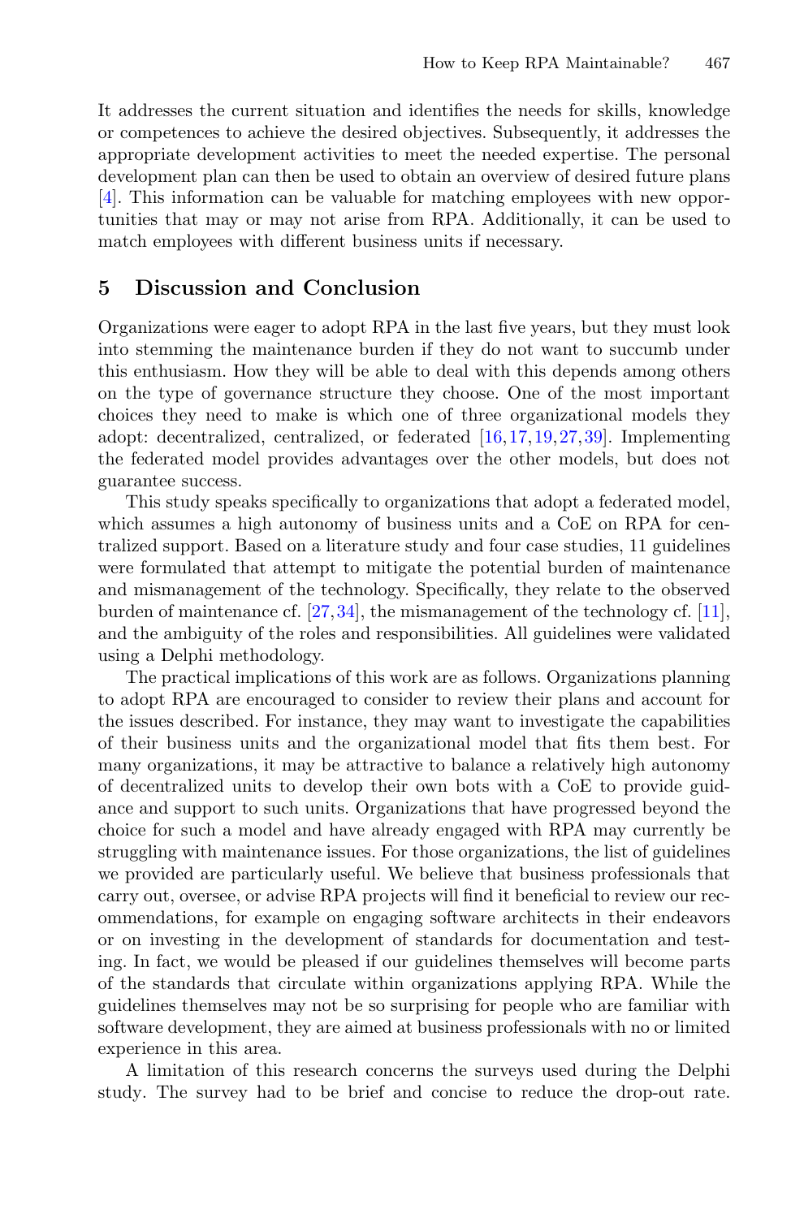It addresses the current situation and identifies the needs for skills, knowledge or competences to achieve the desired objectives. Subsequently, it addresses the appropriate development activities to meet the needed expertise. The personal development plan can then be used to obtain an overview of desired future plans [4]. This information can be valuable for matching employees with new opportunities that may or may not arise from RPA. Additionally, it can be used to match employees with different business units if necessary.

## 5 Discussion and Conclusion

Organizations were eager to adopt RPA in the last five years, but they must look into stemming the maintenance burden if they do not want to succumb under this enthusiasm. How they will be able to deal with this depends among others on the type of governance structure they choose. One of the most important choices they need to make is which one of three organizational models they adopt: decentralized, centralized, or federated [16,17,19,27,39]. Implementing the federated model provides advantages over the other models, but does not guarantee success.

This study speaks specifically to organizations that adopt a federated model, which assumes a high autonomy of business units and a CoE on RPA for centralized support. Based on a literature study and four case studies, 11 guidelines were formulated that attempt to mitigate the potential burden of maintenance and mismanagement of the technology. Specifically, they relate to the observed burden of maintenance cf. [27,34], the mismanagement of the technology cf. [11], and the ambiguity of the roles and responsibilities. All guidelines were validated using a Delphi methodology.

The practical implications of this work are as follows. Organizations planning to adopt RPA are encouraged to consider to review their plans and account for the issues described. For instance, they may want to investigate the capabilities of their business units and the organizational model that fits them best. For many organizations, it may be attractive to balance a relatively high autonomy of decentralized units to develop their own bots with a CoE to provide guidance and support to such units. Organizations that have progressed beyond the choice for such a model and have already engaged with RPA may currently be struggling with maintenance issues. For those organizations, the list of guidelines we provided are particularly useful. We believe that business professionals that carry out, oversee, or advise RPA projects will find it beneficial to review our recommendations, for example on engaging software architects in their endeavors or on investing in the development of standards for documentation and testing. In fact, we would be pleased if our guidelines themselves will become parts of the standards that circulate within organizations applying RPA. While the guidelines themselves may not be so surprising for people who are familiar with software development, they are aimed at business professionals with no or limited experience in this area.

A limitation of this research concerns the surveys used during the Delphi study. The survey had to be brief and concise to reduce the drop-out rate.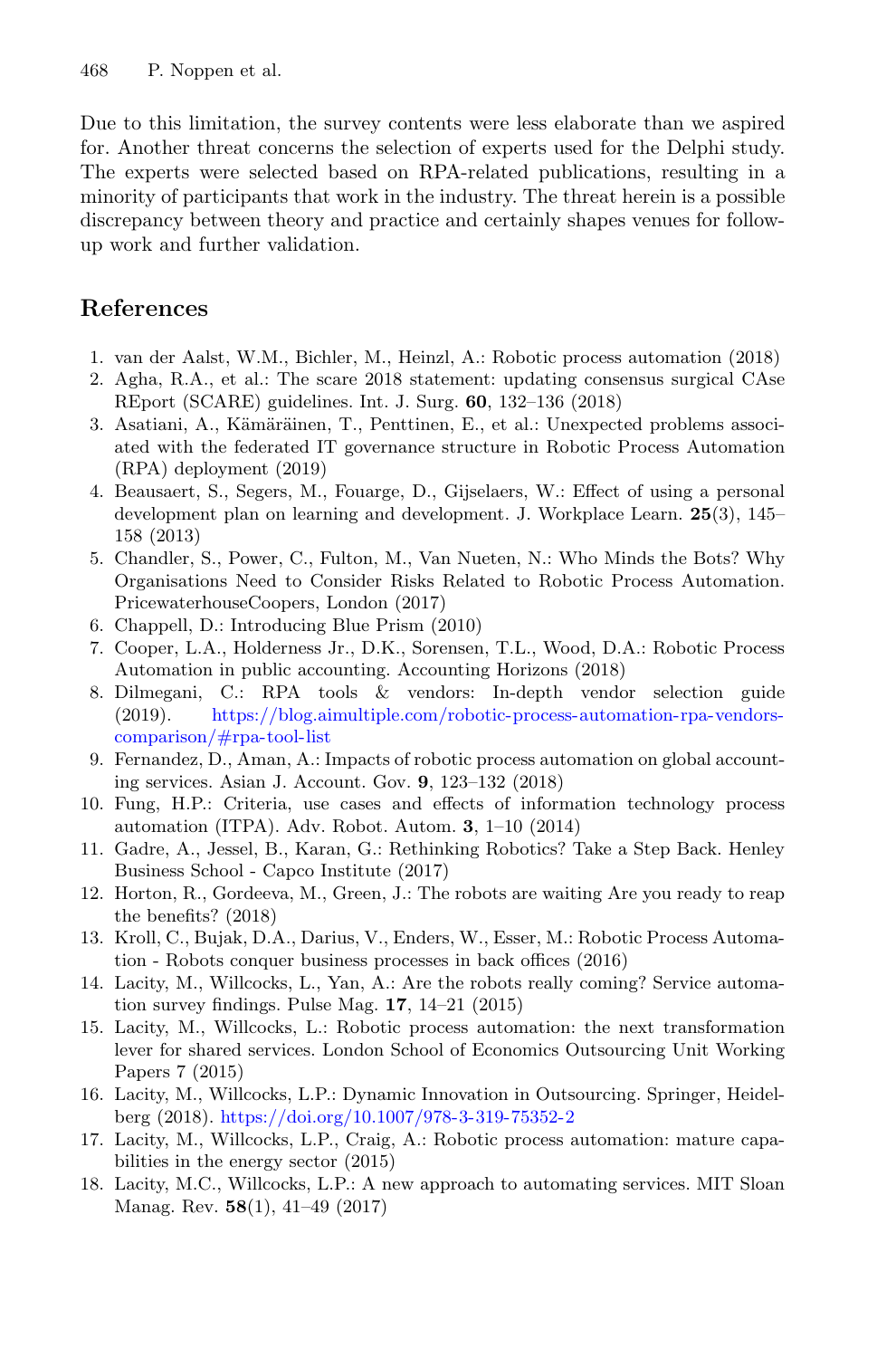Due to this limitation, the survey contents were less elaborate than we aspired for. Another threat concerns the selection of experts used for the Delphi study. The experts were selected based on RPA-related publications, resulting in a minority of participants that work in the industry. The threat herein is a possible discrepancy between theory and practice and certainly shapes venues for follow-up work and further validation.

## References

1. van der Aalst, W.M., Bichler, M., Heinzl, A.: Robotic process automation (2018)
2. Agha, R.A., et al.: The scare 2018 statement: updating consensus surgical CAse REport (SCARE) guidelines. Int. J. Surg. **60**, 132–136 (2018)
3. Asatiani, A., Kämäräinen, T., Penttinen, E., et al.: Unexpected problems associated with the federated IT governance structure in Robotic Process Automation (RPA) deployment (2019)
4. Beausaert, S., Segers, M., Fouarge, D., Gijselaers, W.: Effect of using a personal development plan on learning and development. J. Workplace Learn. **25**(3), 145–158 (2013)
5. Chandler, S., Power, C., Fulton, M., Van Nueten, N.: Who Minds the Bots? Why Organisations Need to Consider Risks Related to Robotic Process Automation. PricewaterhouseCoopers, London (2017)
6. Chappell, D.: Introducing Blue Prism (2010)
7. Cooper, L.A., Holderness Jr., D.K., Sorensen, T.L., Wood, D.A.: Robotic Process Automation in public accounting. Accounting Horizons (2018)
8. Dilmegani, C.: RPA tools & vendors: In-depth vendor selection guide (2019). https://blog.aimultiple.com/robotic-process-automation-rpa-vendors-comparison/#rpa-tool-list
9. Fernandez, D., Aman, A.: Impacts of robotic process automation on global accounting services. Asian J. Account. Gov. **9**, 123–132 (2018)
10. Fung, H.P.: Criteria, use cases and effects of information technology process automation (ITPA). Adv. Robot. Autom. **3**, 1–10 (2014)
11. Gadre, A., Jessel, B., Karan, G.: Rethinking Robotics? Take a Step Back. Henley Business School - Capco Institute (2017)
12. Horton, R., Gordeeva, M., Green, J.: The robots are waiting Are you ready to reap the benefits? (2018)
13. Kroll, C., Bujak, D.A., Darius, V., Enders, W., Esser, M.: Robotic Process Automation - Robots conquer business processes in back offices (2016)
14. Lacity, M., Willcocks, L., Yan, A.: Are the robots really coming? Service automation survey findings. Pulse Mag. **17**, 14–21 (2015)
15. Lacity, M., Willcocks, L.: Robotic process automation: the next transformation lever for shared services. London School of Economics Outsourcing Unit Working Papers 7 (2015)
16. Lacity, M., Willcocks, L.P.: Dynamic Innovation in Outsourcing. Springer, Heidelberg (2018). https://doi.org/10.1007/978-3-319-75352-2
17. Lacity, M., Willcocks, L.P., Craig, A.: Robotic process automation: mature capabilities in the energy sector (2015)
18. Lacity, M.C., Willcocks, L.P.: A new approach to automating services. MIT Sloan Manag. Rev. **58**(1), 41–49 (2017)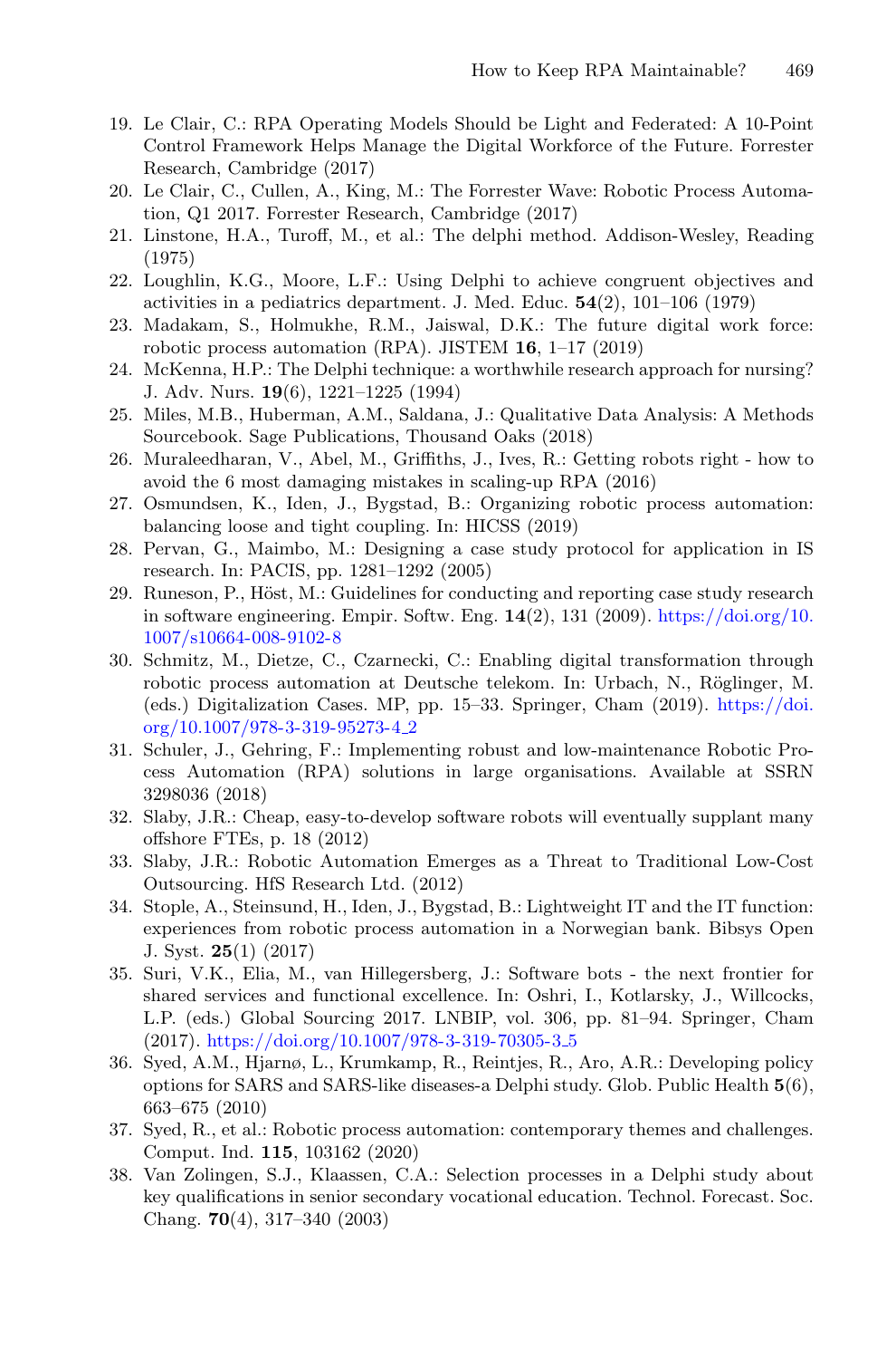19. Le Clair, C.: RPA Operating Models Should be Light and Federated: A 10-Point Control Framework Helps Manage the Digital Workforce of the Future. Forrester Research, Cambridge (2017)
20. Le Clair, C., Cullen, A., King, M.: The Forrester Wave: Robotic Process Automation, Q1 2017. Forrester Research, Cambridge (2017)
21. Linstone, H.A., Turoff, M., et al.: The delphi method. Addison-Wesley, Reading (1975)
22. Loughlin, K.G., Moore, L.F.: Using Delphi to achieve congruent objectives and activities in a pediatrics department. J. Med. Educ. **54**(2), 101–106 (1979)
23. Madakam, S., Holmukhe, R.M., Jaiswal, D.K.: The future digital work force: robotic process automation (RPA). JISTEM **16**, 1–17 (2019)
24. McKenna, H.P.: The Delphi technique: a worthwhile research approach for nursing? J. Adv. Nurs. **19**(6), 1221–1225 (1994)
25. Miles, M.B., Huberman, A.M., Saldana, J.: Qualitative Data Analysis: A Methods Sourcebook. Sage Publications, Thousand Oaks (2018)
26. Muraleedharan, V., Abel, M., Griffiths, J., Ives, R.: Getting robots right - how to avoid the 6 most damaging mistakes in scaling-up RPA (2016)
27. Osmundsen, K., Iden, J., Bygstad, B.: Organizing robotic process automation: balancing loose and tight coupling. In: HICSS (2019)
28. Pervan, G., Maimbo, M.: Designing a case study protocol for application in IS research. In: PACIS, pp. 1281–1292 (2005)
29. Runeson, P., Höst, M.: Guidelines for conducting and reporting case study research in software engineering. Empir. Softw. Eng. **14**(2), 131 (2009). https://doi.org/10.1007/s10664-008-9102-8
30. Schmitz, M., Dietze, C., Czarnecki, C.: Enabling digital transformation through robotic process automation at Deutsche telekom. In: Urbach, N., Röglinger, M. (eds.) Digitalization Cases. MP, pp. 15–33. Springer, Cham (2019). https://doi.org/10.1007/978-3-319-95273-4_2
31. Schuler, J., Gehring, F.: Implementing robust and low-maintenance Robotic Process Automation (RPA) solutions in large organisations. Available at SSRN 3298036 (2018)
32. Slaby, J.R.: Cheap, easy-to-develop software robots will eventually supplant many offshore FTEs, p. 18 (2012)
33. Slaby, J.R.: Robotic Automation Emerges as a Threat to Traditional Low-Cost Outsourcing. HfS Research Ltd. (2012)
34. Stople, A., Steinsund, H., Iden, J., Bygstad, B.: Lightweight IT and the IT function: experiences from robotic process automation in a Norwegian bank. Bibsys Open J. Syst. **25**(1) (2017)
35. Suri, V.K., Elia, M., van Hillegersberg, J.: Software bots - the next frontier for shared services and functional excellence. In: Oshri, I., Kotlarsky, J., Willcocks, L.P. (eds.) Global Sourcing 2017. LNBIP, vol. 306, pp. 81–94. Springer, Cham (2017). https://doi.org/10.1007/978-3-319-70305-3_5
36. Syed, A.M., Hjarnø, L., Krumkamp, R., Reintjes, R., Aro, A.R.: Developing policy options for SARS and SARS-like diseases-a Delphi study. Glob. Public Health **5**(6), 663–675 (2010)
37. Syed, R., et al.: Robotic process automation: contemporary themes and challenges. Comput. Ind. **115**, 103162 (2020)
38. Van Zolingen, S.J., Klaassen, C.A.: Selection processes in a Delphi study about key qualifications in senior secondary vocational education. Technol. Forecast. Soc. Chang. **70**(4), 317–340 (2003)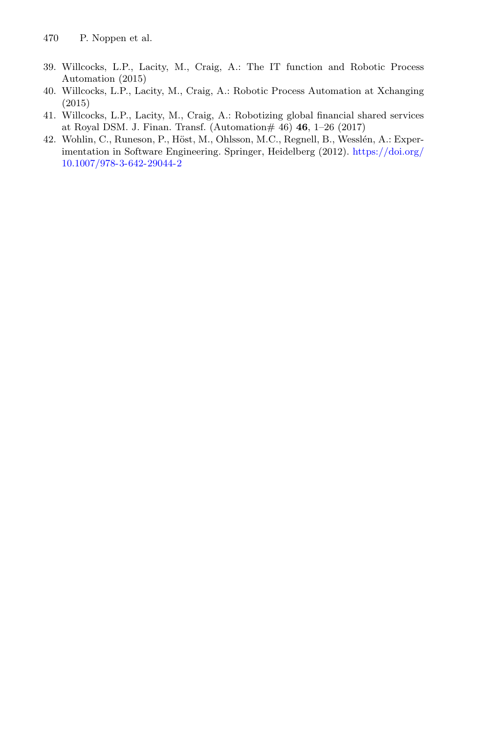39. Willcocks, L.P., Lacity, M., Craig, A.: The IT function and Robotic Process Automation (2015)
40. Willcocks, L.P., Lacity, M., Craig, A.: Robotic Process Automation at Xchanging (2015)
41. Willcocks, L.P., Lacity, M., Craig, A.: Robotizing global financial shared services at Royal DSM. J. Finan. Transf. (Automation# 46) **46**, 1–26 (2017)
42. Wohlin, C., Runeson, P., Höst, M., Ohlsson, M.C., Regnell, B., Wesslén, A.: Experimentation in Software Engineering. Springer, Heidelberg (2012). https://doi.org/10.1007/978-3-642-29044-2